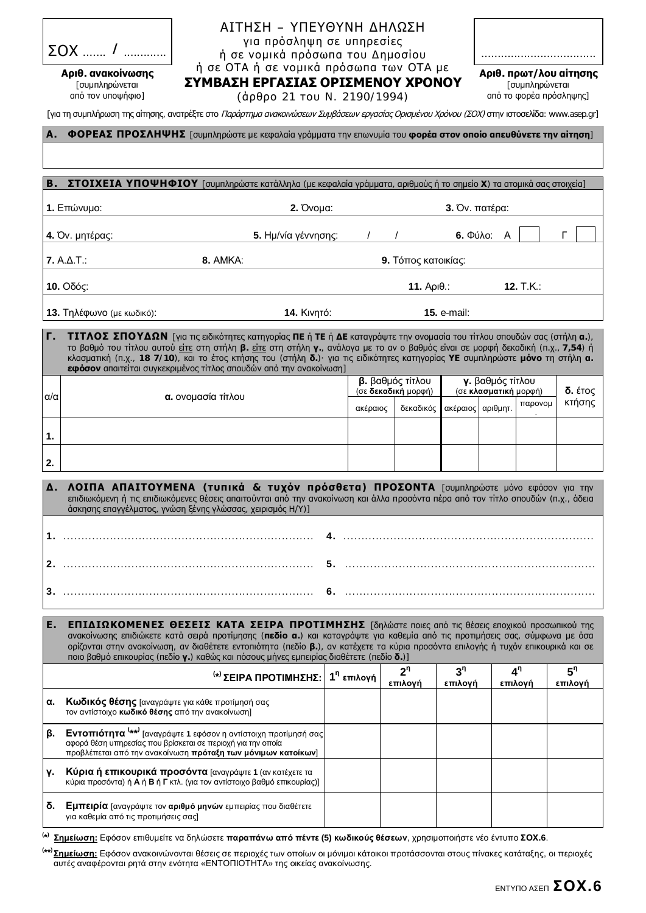| ΣΟΧ ...... / ............ |
|---|
| **Αριθ. ανακοίνωσης** [συμπληρώνεται από τον υποψήφιο] |

# ΑΙΤΗΣΗ – ΥΠΕΥΘΥΝΗ ΔΗΛΩΣΗ

για πρόσληψη σε υπηρεσίες
ή σε νομικά πρόσωπα του Δημοσίου
ή σε ΟΤΑ ή σε νομικά πρόσωπα των ΟΤΑ με

## ΣΥΜΒΑΣΗ ΕΡΓΑΣΙΑΣ ΟΡΙΣΜΕΝΟΥ ΧΡΟΝΟΥ

(άρθρο 21 του Ν. 2190/1994)

| .................................. |
|---|
| **Αριθ. πρωτ/λου αίτησης** [συμπληρώνεται από το φορέα πρόσληψης] |

[για τη συμπλήρωση της αίτησης, ανατρέξτε στο *Παράρτημα ανακοινώσεων Συμβάσεων εργασίας Ορισμένου Χρόνου (ΣΟΧ)* στην ιστοσελίδα: www.asep.gr]

| **Α. ΦΟΡΕΑΣ ΠΡΟΣΛΗΨΗΣ** [συμπληρώστε με κεφαλαία γράμματα την επωνυμία του **φορέα στον οποίο απευθύνετε την αίτηση**] |
|---|
| |

| **Β. ΣΤΟΙΧΕΙΑ ΥΠΟΨΗΦΙΟΥ** [συμπληρώστε κατάλληλα (με κεφαλαία γράμματα, αριθμούς ή το σημείο **Χ**) τα ατομικά σας στοιχεία] | | |
|---|---|---|
| **1.** Επώνυμο: | **2.** Όνομα: | **3.** Όν. πατέρα: |
| **4.** Όν. μητέρας: | **5.** Ημ/νία γέννησης: / / | **6.** Φύλο: Α ☐ Γ ☐ |
| **7.** Α.Δ.Τ.: | **8.** ΑΜΚΑ: | **9.** Τόπος κατοικίας: |
| **10.** Οδός: | **11.** Αριθ.: | **12.** Τ.Κ.: |
| **13.** Τηλέφωνο (με κωδικό): | **14.** Κινητό: | **15.** e-mail: |

**Γ. ΤΙΤΛΟΣ ΣΠΟΥΔΩΝ** [για τις ειδικότητες κατηγορίας **ΠΕ** ή **ΤΕ** ή **ΔΕ** καταγράψτε την ονομασία του τίτλου σπουδών σας (στήλη **α.**), το βαθμό του τίτλου αυτού <u>είτε</u> στη στήλη **β.** <u>είτε</u> στη στήλη **γ.**, ανάλογα με το αν ο βαθμός είναι σε μορφή δεκαδική (π.χ., **7,54**) ή κλασματική (π.χ., **18 7/10**), και το έτος κτήσης του (στήλη **δ.**)· για τις ειδικότητες κατηγορίας **ΥΕ** συμπληρώστε **μόνο** τη στήλη **α.** **εφόσον** απαιτείται συγκεκριμένος τίτλος σπουδών από την ανακοίνωση]

| α/α | **α.** ονομασία τίτλου | **β.** βαθμός τίτλου (σε **δεκαδική** μορφή) | | **γ.** βαθμός τίτλου (σε **κλασματική** μορφή) | | | **δ.** έτος κτήσης |
|---|---|---|---|---|---|---|---|
| | | ακέραιος | δεκαδικός | ακέραιος | αριθμητ. | παρονομ. | |
| **1.** | | | | | | | |
| **2.** | | | | | | | |

**Δ. ΛΟΙΠΑ ΑΠΑΙΤΟΥΜΕΝΑ (τυπικά & τυχόν πρόσθετα) ΠΡΟΣΟΝΤΑ** [συμπληρώστε μόνο εφόσον για την επιδιωκόμενη ή τις επιδιωκόμενες θέσεις απαιτούνται από την ανακοίνωση και άλλα προσόντα πέρα από τον τίτλο σπουδών (π.χ., άδεια άσκησης επαγγέλματος, γνώση ξένης γλώσσας, χειρισμός Η/Υ)]

**1.** ....................................................................  **4.** ....................................................................

**2.** ....................................................................  **5.** ....................................................................

**3.** ....................................................................  **6.** ....................................................................

**Ε. ΕΠΙΔΙΩΚΟΜΕΝΕΣ ΘΕΣΕΙΣ ΚΑΤΑ ΣΕΙΡΑ ΠΡΟΤΙΜΗΣΗΣ** [δηλώστε ποιες από τις θέσεις εποχικού προσωπικού της ανακοίνωσης επιδιώκετε κατά σειρά προτίμησης (**πεδίο α.**) και καταγράψτε για καθεμία από τις προτιμήσεις σας, σύμφωνα με όσα ορίζονται στην ανακοίνωση, αν διαθέτετε εντοπιότητα (πεδίο **β.**), αν κατέχετε τα κύρια προσόντα επιλογής ή τυχόν επικουρικά και σε ποιο βαθμό επικουρίας (πεδίο **γ.**) καθώς και πόσους μήνες εμπειρίας διαθέτετε (πεδίο **δ.**)]

| **(\*) ΣΕΙΡΑ ΠΡΟΤΙΜΗΣΗΣ:** | **1η επιλογή** | **2η επιλογή** | **3η επιλογή** | **4η επιλογή** | **5η επιλογή** |
|---|---|---|---|---|---|
| **α.** **Κωδικός θέσης** [αναγράψτε για κάθε προτίμησή σας τον αντίστοιχο **κωδικό θέσης** από την ανακοίνωση] | | | | | |
| **β.** **Εντοπιότητα (\*\*)** [αναγράψτε **1** εφόσον η αντίστοιχη προτίμησή σας αφορά θέση υπηρεσίας που βρίσκεται σε περιοχή για την οποία προβλέπεται από την ανακοίνωση **πρόταξη των μόνιμων κατοίκων**] | | | | | |
| **γ.** **Κύρια ή επικουρικά προσόντα** [αναγράψτε **1** (αν κατέχετε τα κύρια προσόντα) ή **Α** ή **Β** ή **Γ** κτλ. (για τον αντίστοιχο βαθμό επικουρίας)] | | | | | |
| **δ.** **Εμπειρία** [αναγράψτε τον **αριθμό μηνών** εμπειρίας που διαθέτετε για καθεμία από τις προτιμήσεις σας] | | | | | |

**(\*)** <u>**Σημείωση:**</u> Εφόσον επιθυμείτε να δηλώσετε **παραπάνω από πέντε (5) κωδικούς θέσεων**, χρησιμοποιήστε νέο έντυπο **ΣΟΧ.6**.

**(\*\*)** <u>**Σημείωση:**</u> Εφόσον ανακοινώνονται θέσεις σε περιοχές των οποίων οι μόνιμοι κάτοικοι προτάσσονται στους πίνακες κατάταξης, οι περιοχές αυτές αναφέρονται ρητά στην ενότητα «ΕΝΤΟΠΙΟΤΗΤΑ» της οικείας ανακοίνωσης.

ΕΝΤΥΠΟ ΑΣΕΠ **ΣΟΧ.6**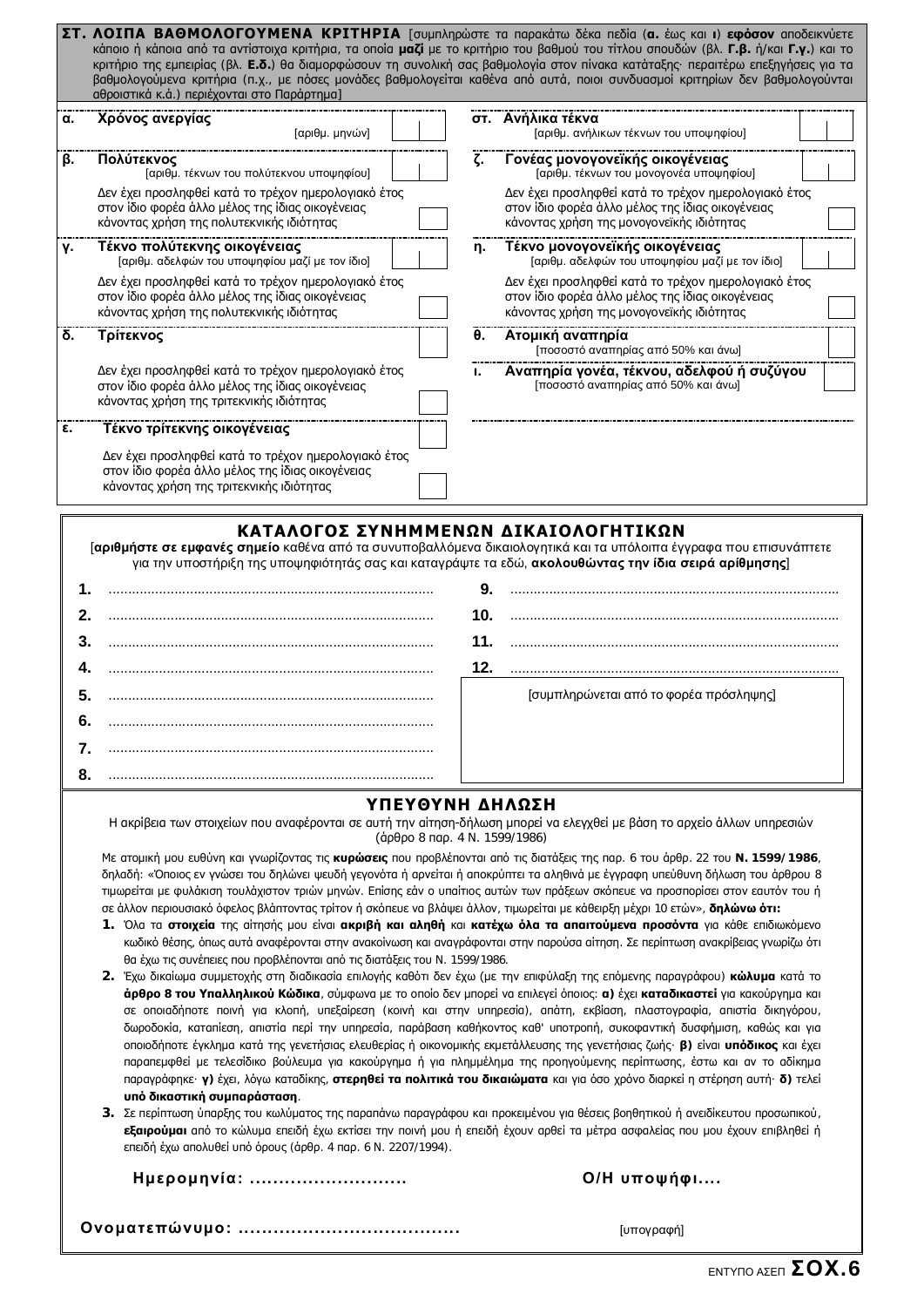**ΣΤ. ΛΟΙΠΑ ΒΑΘΜΟΛΟΓΟΥΜΕΝΑ ΚΡΙΤΗΡΙΑ** [συμπληρώστε τα παρακάτω δέκα πεδία (**α.** έως και **ι**) **εφόσον** αποδεικνύετε κάποιο ή κάποια από τα αντίστοιχα κριτήρια, τα οποία **μαζί** με το κριτήριο του βαθμού του τίτλου σπουδών (βλ. **Γ.β.** ή/και **Γ.γ.**) και το κριτήριο της εμπειρίας (βλ. **Ε.δ.**) θα διαμορφώσουν τη συνολική σας βαθμολογία στον πίνακα κατάταξης· περαιτέρω επεξηγήσεις για τα βαθμολογούμενα κριτήρια (π.χ., με πόσες μονάδες βαθμολογείται καθένα από αυτά, ποιοι συνδυασμοί κριτηρίων δεν βαθμολογούνται αθροιστικά κ.ά.) περιέχονται στο Παράρτημα]

**α. Χρόνος ανεργίας** [αριθμ. μηνών]

**β. Πολύτεκνος** [αριθμ. τέκνων του πολύτεκνου υποψηφίου]

Δεν έχει προσληφθεί κατά το τρέχον ημερολογιακό έτος στον ίδιο φορέα άλλο μέλος της ίδιας οικογένειας κάνοντας χρήση της πολυτεκνικής ιδιότητας

**γ. Τέκνο πολύτεκνης οικογένειας** [αριθμ. αδελφών του υποψηφίου μαζί με τον ίδιο]

Δεν έχει προσληφθεί κατά το τρέχον ημερολογιακό έτος στον ίδιο φορέα άλλο μέλος της ίδιας οικογένειας κάνοντας χρήση της πολυτεκνικής ιδιότητας

**δ. Τρίτεκνος**

Δεν έχει προσληφθεί κατά το τρέχον ημερολογιακό έτος στον ίδιο φορέα άλλο μέλος της ίδιας οικογένειας κάνοντας χρήση της τριτεκνικής ιδιότητας

**ε. Τέκνο τρίτεκνης οικογένειας**

Δεν έχει προσληφθεί κατά το τρέχον ημερολογιακό έτος στον ίδιο φορέα άλλο μέλος της ίδιας οικογένειας κάνοντας χρήση της τριτεκνικής ιδιότητας

**στ. Ανήλικα τέκνα** [αριθμ. ανήλικων τέκνων του υποψηφίου]

**ζ. Γονέας μονογονεϊκής οικογένειας** [αριθμ. τέκνων του μονογονέα υποψηφίου]

Δεν έχει προσληφθεί κατά το τρέχον ημερολογιακό έτος στον ίδιο φορέα άλλο μέλος της ίδιας οικογένειας κάνοντας χρήση της μονογονεϊκής ιδιότητας

**η. Τέκνο μονογονεϊκής οικογένειας** [αριθμ. αδελφών του υποψηφίου μαζί με τον ίδιο]

Δεν έχει προσληφθεί κατά το τρέχον ημερολογιακό έτος στον ίδιο φορέα άλλο μέλος της ίδιας οικογένειας κάνοντας χρήση της μονογονεϊκής ιδιότητας

**θ. Ατομική αναπηρία** [ποσοστό αναπηρίας από 50% και άνω]

**ι. Αναπηρία γονέα, τέκνου, αδελφού ή συζύγου** [ποσοστό αναπηρίας από 50% και άνω]

## ΚΑΤΑΛΟΓΟΣ ΣΥΝΗΜΜΕΝΩΝ ΔΙΚΑΙΟΛΟΓΗΤΙΚΩΝ

[**αριθμήστε σε εμφανές σημείο** καθένα από τα συνυποβαλλόμενα δικαιολογητικά και τα υπόλοιπα έγγραφα που επισυνάπτετε για την υποστήριξη της υποψηφιότητάς σας και καταγράψτε τα εδώ, **ακολουθώντας την ίδια σειρά αρίθμησης**]

1. ..................................................................................
2. ..................................................................................
3. ..................................................................................
4. ..................................................................................
5. ..................................................................................
6. ..................................................................................
7. ..................................................................................
8. ..................................................................................
9. ..................................................................................
10. ..................................................................................
11. ..................................................................................
12. ..................................................................................

[συμπληρώνεται από το φορέα πρόσληψης]

## ΥΠΕΥΘΥΝΗ ΔΗΛΩΣΗ

Η ακρίβεια των στοιχείων που αναφέρονται σε αυτή την αίτηση-δήλωση μπορεί να ελεγχθεί με βάση το αρχείο άλλων υπηρεσιών (άρθρο 8 παρ. 4 Ν. 1599/1986)

Με ατομική μου ευθύνη και γνωρίζοντας τις **κυρώσεις** που προβλέπονται από τις διατάξεις της παρ. 6 του άρθρ. 22 του **Ν. 1599/1986**, δηλαδή: «Όποιος εν γνώσει του δηλώνει ψευδή γεγονότα ή αρνείται ή αποκρύπτει τα αληθινά με έγγραφη υπεύθυνη δήλωση του άρθρου 8 τιμωρείται με φυλάκιση τουλάχιστον τριών μηνών. Επίσης εάν ο υπαίτιος αυτών των πράξεων σκόπευε να προσπορίσει στον εαυτόν του ή σε άλλον περιουσιακό όφελος βλάπτοντας τρίτον ή σκόπευε να βλάψει άλλον, τιμωρείται με κάθειρξη μέχρι 10 ετών», **δηλώνω ότι:**

1. Όλα τα **στοιχεία** της αίτησής μου είναι **ακριβή και αληθή** και **κατέχω όλα τα απαιτούμενα προσόντα** για κάθε επιδιωκόμενο κωδικό θέσης, όπως αυτά αναφέρονται στην ανακοίνωση και αναγράφονται στην παρούσα αίτηση. Σε περίπτωση ανακρίβειας γνωρίζω ότι θα έχω τις συνέπειες που προβλέπονται από τις διατάξεις του Ν. 1599/1986.
2. Έχω δικαίωμα συμμετοχής στη διαδικασία επιλογής καθότι δεν έχω (με την επιφύλαξη της επόμενης παραγράφου) **κώλυμα** κατά το **άρθρο 8 του Υπαλληλικού Κώδικα**, σύμφωνα με το οποίο δεν μπορεί να επιλεγεί όποιος: **α)** έχει **καταδικαστεί** για κακούργημα και σε οποιαδήποτε ποινή για κλοπή, υπεξαίρεση (κοινή και στην υπηρεσία), απάτη, εκβίαση, πλαστογραφία, απιστία δικηγόρου, δωροδοκία, καταπίεση, απιστία περί την υπηρεσία, παράβαση καθήκοντος καθ' υποτροπή, συκοφαντική δυσφήμιση, καθώς και για οποιοδήποτε έγκλημα κατά της γενετήσιας ελευθερίας ή οικονομικής εκμετάλλευσης της γενετήσιας ζωής· **β)** είναι **υπόδικος** και έχει παραπεμφθεί με τελεσίδικο βούλευμα για κακούργημα ή για πλημμέλημα της προηγούμενης περίπτωσης, έστω και αν το αδίκημα παραγράφηκε· **γ)** έχει, λόγω καταδίκης, **στερηθεί τα πολιτικά του δικαιώματα** και για όσο χρόνο διαρκεί η στέρηση αυτή· **δ)** τελεί **υπό δικαστική συμπαράσταση**.
3. Σε περίπτωση ύπαρξης του κωλύματος της παραπάνω παραγράφου και προκειμένου για θέσεις βοηθητικού ή ανειδίκευτου προσωπικού, **εξαιρούμαι** από το κώλυμα επειδή έχω εκτίσει την ποινή μου ή επειδή έχουν αρθεί τα μέτρα ασφαλείας που μου έχουν επιβληθεί ή επειδή έχω απολυθεί υπό όρους (άρθρ. 4 παρ. 6 Ν. 2207/1994).

**Ημερομηνία: ............................**

**Ο/Η υποψήφι....**

**Ονοματεπώνυμο: .....................................**

[υπογραφή]

ΕΝΤΥΠΟ ΑΣΕΠ **ΣΟΧ.6**